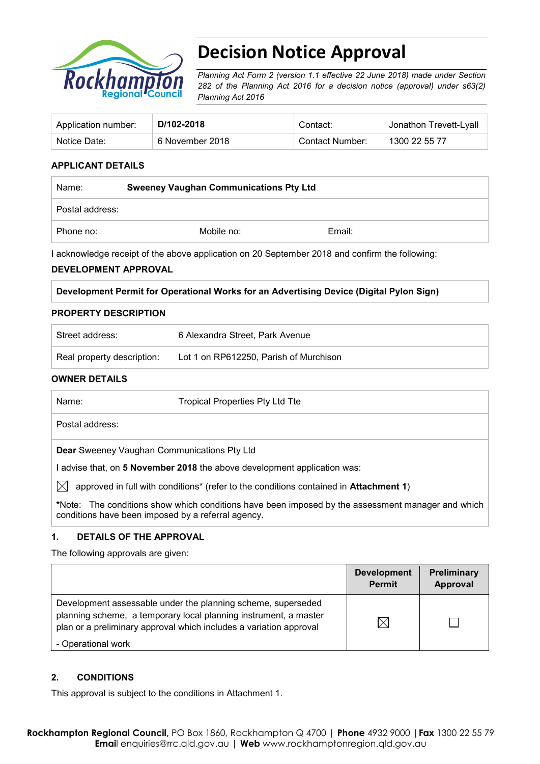# Decision Notice Approval

*Planning Act Form 2 (version 1.1 effective 22 June 2018) made under Section 282 of the Planning Act 2016 for a decision notice (approval) under s63(2) Planning Act 2016*

| Application number: | **D/102-2018** | Contact: | Jonathon Trevett-Lyall |
|---|---|---|---|
| Notice Date: | 6 November 2018 | Contact Number: | 1300 22 55 77 |

## APPLICANT DETAILS

| Name: | **Sweeney Vaughan Communications Pty Ltd** | |
|---|---|---|
| Postal address: | | |
| Phone no: | Mobile no: | Email: |

I acknowledge receipt of the above application on 20 September 2018 and confirm the following:

## DEVELOPMENT APPROVAL

**Development Permit for Operational Works for an Advertising Device (Digital Pylon Sign)**

## PROPERTY DESCRIPTION

| Street address: | 6 Alexandra Street, Park Avenue |
|---|---|
| Real property description: | Lot 1 on RP612250, Parish of Murchison |

## OWNER DETAILS

| Name: | Tropical Properties Pty Ltd Tte |
|---|---|
| Postal address: | |

**Dear** Sweeney Vaughan Communications Pty Ltd

I advise that, on **5 November 2018** the above development application was:

☒ approved in full with conditions* (refer to the conditions contained in **Attachment 1**)

***Note:** The conditions show which conditions have been imposed by the assessment manager and which conditions have been imposed by a referral agency.

## 1. DETAILS OF THE APPROVAL

The following approvals are given:

| | Development Permit | Preliminary Approval |
|---|---|---|
| Development assessable under the planning scheme, superseded planning scheme, a temporary local planning instrument, a master plan or a preliminary approval which includes a variation approval<br>- Operational work | ☒ | ☐ |

## 2. CONDITIONS

This approval is subject to the conditions in Attachment 1.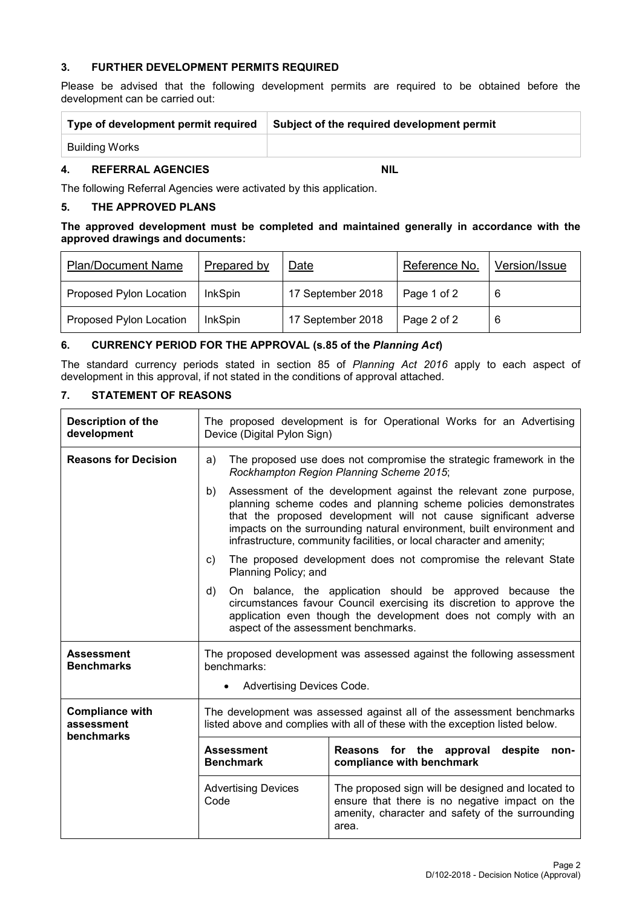## 3. FURTHER DEVELOPMENT PERMITS REQUIRED

Please be advised that the following development permits are required to be obtained before the development can be carried out:

| Type of development permit required | Subject of the required development permit |
|---|---|
| Building Works | |

## 4. REFERRAL AGENCIES NIL

The following Referral Agencies were activated by this application.

## 5. THE APPROVED PLANS

**The approved development must be completed and maintained generally in accordance with the approved drawings and documents:**

| Plan/Document Name | Prepared by | Date | Reference No. | Version/Issue |
|---|---|---|---|---|
| Proposed Pylon Location | InkSpin | 17 September 2018 | Page 1 of 2 | 6 |
| Proposed Pylon Location | InkSpin | 17 September 2018 | Page 2 of 2 | 6 |

## 6. CURRENCY PERIOD FOR THE APPROVAL (s.85 of the *Planning Act*)

The standard currency periods stated in section 85 of *Planning Act 2016* apply to each aspect of development in this approval, if not stated in the conditions of approval attached.

## 7. STATEMENT OF REASONS

| | | |
|---|---|---|
| **Description of the development** | The proposed development is for Operational Works for an Advertising Device (Digital Pylon Sign) | |
| **Reasons for Decision** | a) The proposed use does not compromise the strategic framework in the *Rockhampton Region Planning Scheme 2015*; b) Assessment of the development against the relevant zone purpose, planning scheme codes and planning scheme policies demonstrates that the proposed development will not cause significant adverse impacts on the surrounding natural environment, built environment and infrastructure, community facilities, or local character and amenity; c) The proposed development does not compromise the relevant State Planning Policy; and d) On balance, the application should be approved because the circumstances favour Council exercising its discretion to approve the application even though the development does not comply with an aspect of the assessment benchmarks. | |
| **Assessment Benchmarks** | The proposed development was assessed against the following assessment benchmarks: • Advertising Devices Code. | |
| **Compliance with assessment benchmarks** | The development was assessed against all of the assessment benchmarks listed above and complies with all of these with the exception listed below. | |
| | **Assessment Benchmark** | **Reasons for the approval despite non-compliance with benchmark** |
| | Advertising Devices Code | The proposed sign will be designed and located to ensure that there is no negative impact on the amenity, character and safety of the surrounding area. |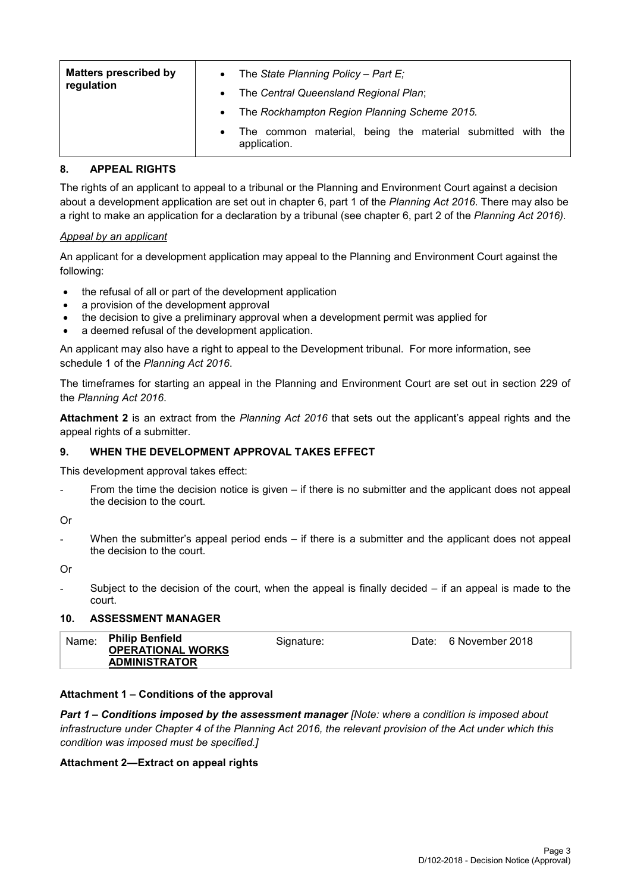| Matters prescribed by regulation | • The *State Planning Policy – Part E;*<br>• The *Central Queensland Regional Plan*;<br>• The *Rockhampton Region Planning Scheme 2015.*<br>• The common material, being the material submitted with the application. |
|---|---|

## 8. APPEAL RIGHTS

The rights of an applicant to appeal to a tribunal or the Planning and Environment Court against a decision about a development application are set out in chapter 6, part 1 of the *Planning Act 2016*. There may also be a right to make an application for a declaration by a tribunal (see chapter 6, part 2 of the *Planning Act 2016).*

*Appeal by an applicant*

An applicant for a development application may appeal to the Planning and Environment Court against the following:

- the refusal of all or part of the development application
- a provision of the development approval
- the decision to give a preliminary approval when a development permit was applied for
- a deemed refusal of the development application.

An applicant may also have a right to appeal to the Development tribunal. For more information, see schedule 1 of the *Planning Act 2016*.

The timeframes for starting an appeal in the Planning and Environment Court are set out in section 229 of the *Planning Act 2016*.

**Attachment 2** is an extract from the *Planning Act 2016* that sets out the applicant's appeal rights and the appeal rights of a submitter.

## 9. WHEN THE DEVELOPMENT APPROVAL TAKES EFFECT

This development approval takes effect:

- From the time the decision notice is given – if there is no submitter and the applicant does not appeal the decision to the court.

Or

- When the submitter's appeal period ends – if there is a submitter and the applicant does not appeal the decision to the court.

Or

- Subject to the decision of the court, when the appeal is finally decided – if an appeal is made to the court.

## 10. ASSESSMENT MANAGER

| Name: | **Philip Benfield**<br>**OPERATIONAL WORKS ADMINISTRATOR** | Signature: | | Date: | 6 November 2018 |
|---|---|---|---|---|---|

**Attachment 1 – Conditions of the approval**

***Part 1 – Conditions imposed by the assessment manager*** *[Note: where a condition is imposed about infrastructure under Chapter 4 of the Planning Act 2016, the relevant provision of the Act under which this condition was imposed must be specified.]*

**Attachment 2—Extract on appeal rights**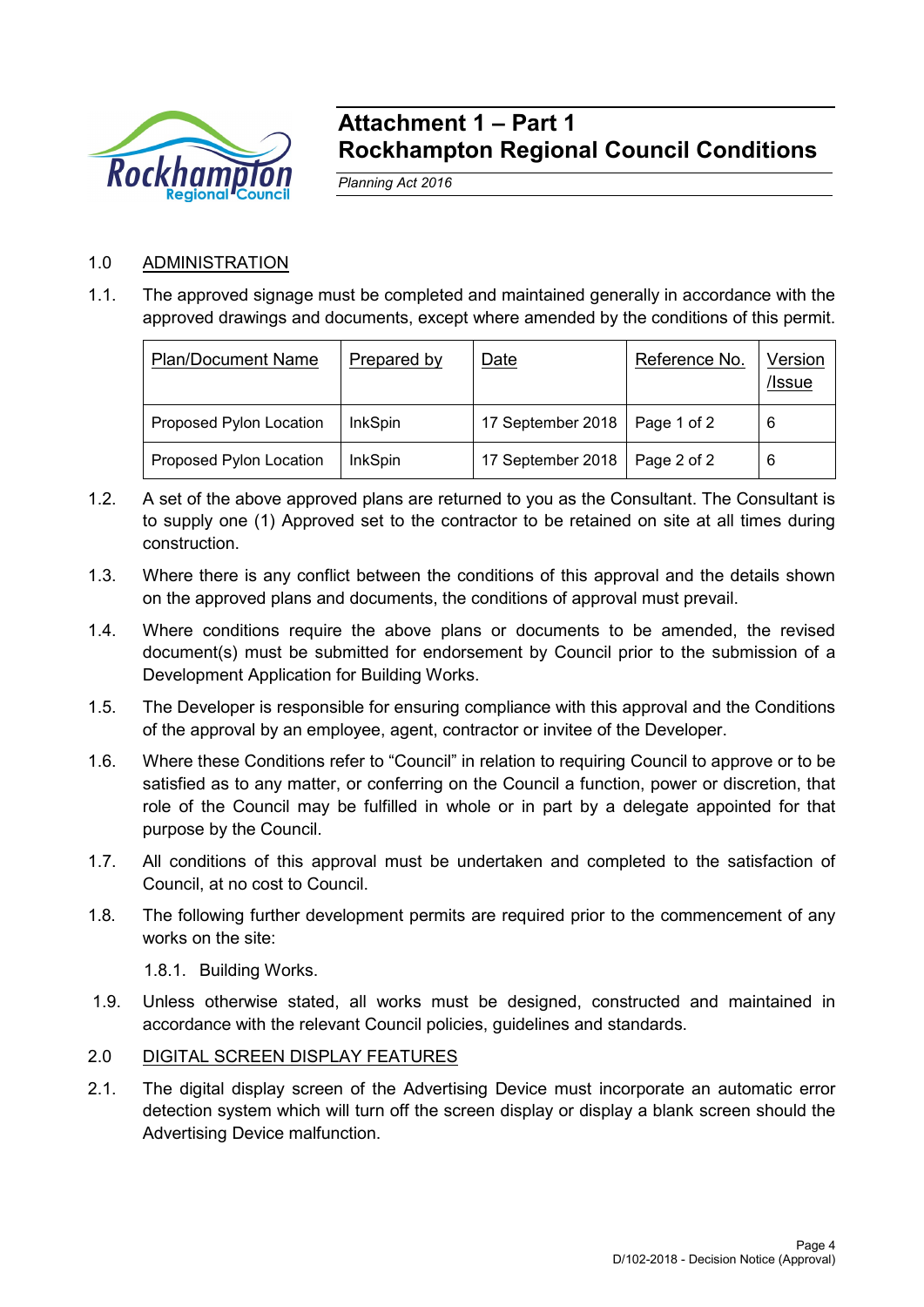# Attachment 1 – Part 1
# Rockhampton Regional Council Conditions

*Planning Act 2016*

## 1.0 ADMINISTRATION

1.1. The approved signage must be completed and maintained generally in accordance with the approved drawings and documents, except where amended by the conditions of this permit.

| Plan/Document Name | Prepared by | Date | Reference No. | Version /Issue |
|---|---|---|---|---|
| Proposed Pylon Location | InkSpin | 17 September 2018 | Page 1 of 2 | 6 |
| Proposed Pylon Location | InkSpin | 17 September 2018 | Page 2 of 2 | 6 |

1.2. A set of the above approved plans are returned to you as the Consultant. The Consultant is to supply one (1) Approved set to the contractor to be retained on site at all times during construction.

1.3. Where there is any conflict between the conditions of this approval and the details shown on the approved plans and documents, the conditions of approval must prevail.

1.4. Where conditions require the above plans or documents to be amended, the revised document(s) must be submitted for endorsement by Council prior to the submission of a Development Application for Building Works.

1.5. The Developer is responsible for ensuring compliance with this approval and the Conditions of the approval by an employee, agent, contractor or invitee of the Developer.

1.6. Where these Conditions refer to "Council" in relation to requiring Council to approve or to be satisfied as to any matter, or conferring on the Council a function, power or discretion, that role of the Council may be fulfilled in whole or in part by a delegate appointed for that purpose by the Council.

1.7. All conditions of this approval must be undertaken and completed to the satisfaction of Council, at no cost to Council.

1.8. The following further development permits are required prior to the commencement of any works on the site:

1.8.1. Building Works.

1.9. Unless otherwise stated, all works must be designed, constructed and maintained in accordance with the relevant Council policies, guidelines and standards.

## 2.0 DIGITAL SCREEN DISPLAY FEATURES

2.1. The digital display screen of the Advertising Device must incorporate an automatic error detection system which will turn off the screen display or display a blank screen should the Advertising Device malfunction.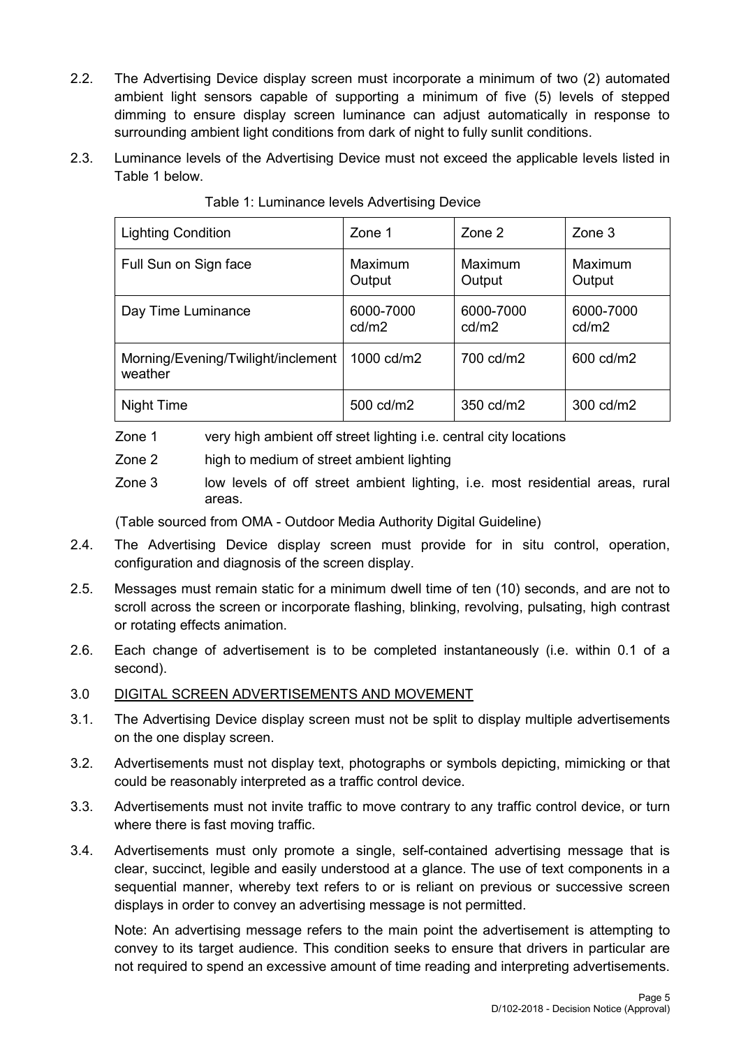2.2. The Advertising Device display screen must incorporate a minimum of two (2) automated ambient light sensors capable of supporting a minimum of five (5) levels of stepped dimming to ensure display screen luminance can adjust automatically in response to surrounding ambient light conditions from dark of night to fully sunlit conditions.

2.3. Luminance levels of the Advertising Device must not exceed the applicable levels listed in Table 1 below.

Table 1: Luminance levels Advertising Device

| Lighting Condition | Zone 1 | Zone 2 | Zone 3 |
|---|---|---|---|
| Full Sun on Sign face | Maximum Output | Maximum Output | Maximum Output |
| Day Time Luminance | 6000-7000 cd/m2 | 6000-7000 cd/m2 | 6000-7000 cd/m2 |
| Morning/Evening/Twilight/inclement weather | 1000 cd/m2 | 700 cd/m2 | 600 cd/m2 |
| Night Time | 500 cd/m2 | 350 cd/m2 | 300 cd/m2 |

Zone 1 very high ambient off street lighting i.e. central city locations

Zone 2 high to medium of street ambient lighting

Zone 3 low levels of off street ambient lighting, i.e. most residential areas, rural areas.

(Table sourced from OMA - Outdoor Media Authority Digital Guideline)

2.4. The Advertising Device display screen must provide for in situ control, operation, configuration and diagnosis of the screen display.

2.5. Messages must remain static for a minimum dwell time of ten (10) seconds, and are not to scroll across the screen or incorporate flashing, blinking, revolving, pulsating, high contrast or rotating effects animation.

2.6. Each change of advertisement is to be completed instantaneously (i.e. within 0.1 of a second).

3.0 DIGITAL SCREEN ADVERTISEMENTS AND MOVEMENT

3.1. The Advertising Device display screen must not be split to display multiple advertisements on the one display screen.

3.2. Advertisements must not display text, photographs or symbols depicting, mimicking or that could be reasonably interpreted as a traffic control device.

3.3. Advertisements must not invite traffic to move contrary to any traffic control device, or turn where there is fast moving traffic.

3.4. Advertisements must only promote a single, self-contained advertising message that is clear, succinct, legible and easily understood at a glance. The use of text components in a sequential manner, whereby text refers to or is reliant on previous or successive screen displays in order to convey an advertising message is not permitted.

Note: An advertising message refers to the main point the advertisement is attempting to convey to its target audience. This condition seeks to ensure that drivers in particular are not required to spend an excessive amount of time reading and interpreting advertisements.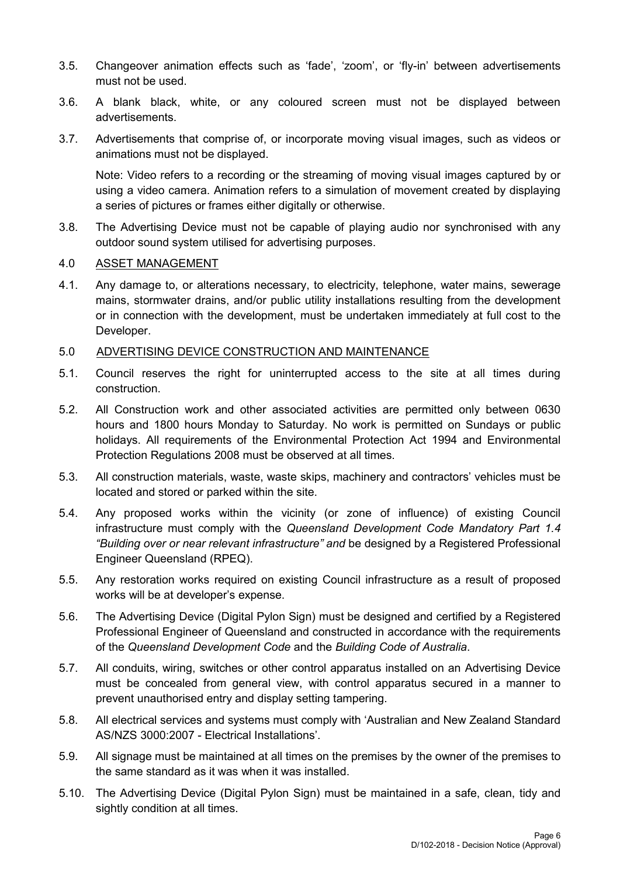3.5. Changeover animation effects such as 'fade', 'zoom', or 'fly-in' between advertisements must not be used.

3.6. A blank black, white, or any coloured screen must not be displayed between advertisements.

3.7. Advertisements that comprise of, or incorporate moving visual images, such as videos or animations must not be displayed.

Note: Video refers to a recording or the streaming of moving visual images captured by or using a video camera. Animation refers to a simulation of movement created by displaying a series of pictures or frames either digitally or otherwise.

3.8. The Advertising Device must not be capable of playing audio nor synchronised with any outdoor sound system utilised for advertising purposes.

4.0 ASSET MANAGEMENT

4.1. Any damage to, or alterations necessary, to electricity, telephone, water mains, sewerage mains, stormwater drains, and/or public utility installations resulting from the development or in connection with the development, must be undertaken immediately at full cost to the Developer.

5.0 ADVERTISING DEVICE CONSTRUCTION AND MAINTENANCE

5.1. Council reserves the right for uninterrupted access to the site at all times during construction.

5.2. All Construction work and other associated activities are permitted only between 0630 hours and 1800 hours Monday to Saturday. No work is permitted on Sundays or public holidays. All requirements of the Environmental Protection Act 1994 and Environmental Protection Regulations 2008 must be observed at all times.

5.3. All construction materials, waste, waste skips, machinery and contractors' vehicles must be located and stored or parked within the site.

5.4. Any proposed works within the vicinity (or zone of influence) of existing Council infrastructure must comply with the *Queensland Development Code Mandatory Part 1.4 "Building over or near relevant infrastructure" and* be designed by a Registered Professional Engineer Queensland (RPEQ).

5.5. Any restoration works required on existing Council infrastructure as a result of proposed works will be at developer's expense.

5.6. The Advertising Device (Digital Pylon Sign) must be designed and certified by a Registered Professional Engineer of Queensland and constructed in accordance with the requirements of the *Queensland Development Code* and the *Building Code of Australia*.

5.7. All conduits, wiring, switches or other control apparatus installed on an Advertising Device must be concealed from general view, with control apparatus secured in a manner to prevent unauthorised entry and display setting tampering.

5.8. All electrical services and systems must comply with 'Australian and New Zealand Standard AS/NZS 3000:2007 - Electrical Installations'.

5.9. All signage must be maintained at all times on the premises by the owner of the premises to the same standard as it was when it was installed.

5.10. The Advertising Device (Digital Pylon Sign) must be maintained in a safe, clean, tidy and sightly condition at all times.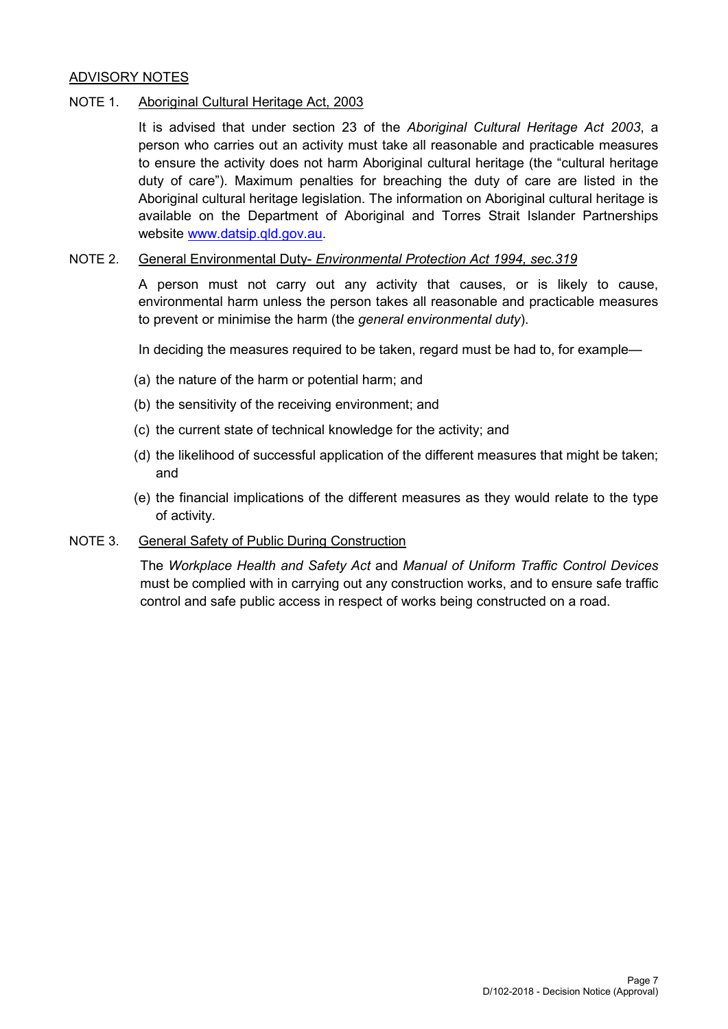## ADVISORY NOTES

### NOTE 1. Aboriginal Cultural Heritage Act, 2003

It is advised that under section 23 of the *Aboriginal Cultural Heritage Act 2003*, a person who carries out an activity must take all reasonable and practicable measures to ensure the activity does not harm Aboriginal cultural heritage (the "cultural heritage duty of care"). Maximum penalties for breaching the duty of care are listed in the Aboriginal cultural heritage legislation. The information on Aboriginal cultural heritage is available on the Department of Aboriginal and Torres Strait Islander Partnerships website [www.datsip.qld.gov.au](http://www.datsip.qld.gov.au).

### NOTE 2. General Environmental Duty- *Environmental Protection Act 1994, sec.319*

A person must not carry out any activity that causes, or is likely to cause, environmental harm unless the person takes all reasonable and practicable measures to prevent or minimise the harm (the *general environmental duty*).

In deciding the measures required to be taken, regard must be had to, for example—

(a) the nature of the harm or potential harm; and

(b) the sensitivity of the receiving environment; and

(c) the current state of technical knowledge for the activity; and

(d) the likelihood of successful application of the different measures that might be taken; and

(e) the financial implications of the different measures as they would relate to the type of activity.

### NOTE 3. General Safety of Public During Construction

The *Workplace Health and Safety Act* and *Manual of Uniform Traffic Control Devices* must be complied with in carrying out any construction works, and to ensure safe traffic control and safe public access in respect of works being constructed on a road.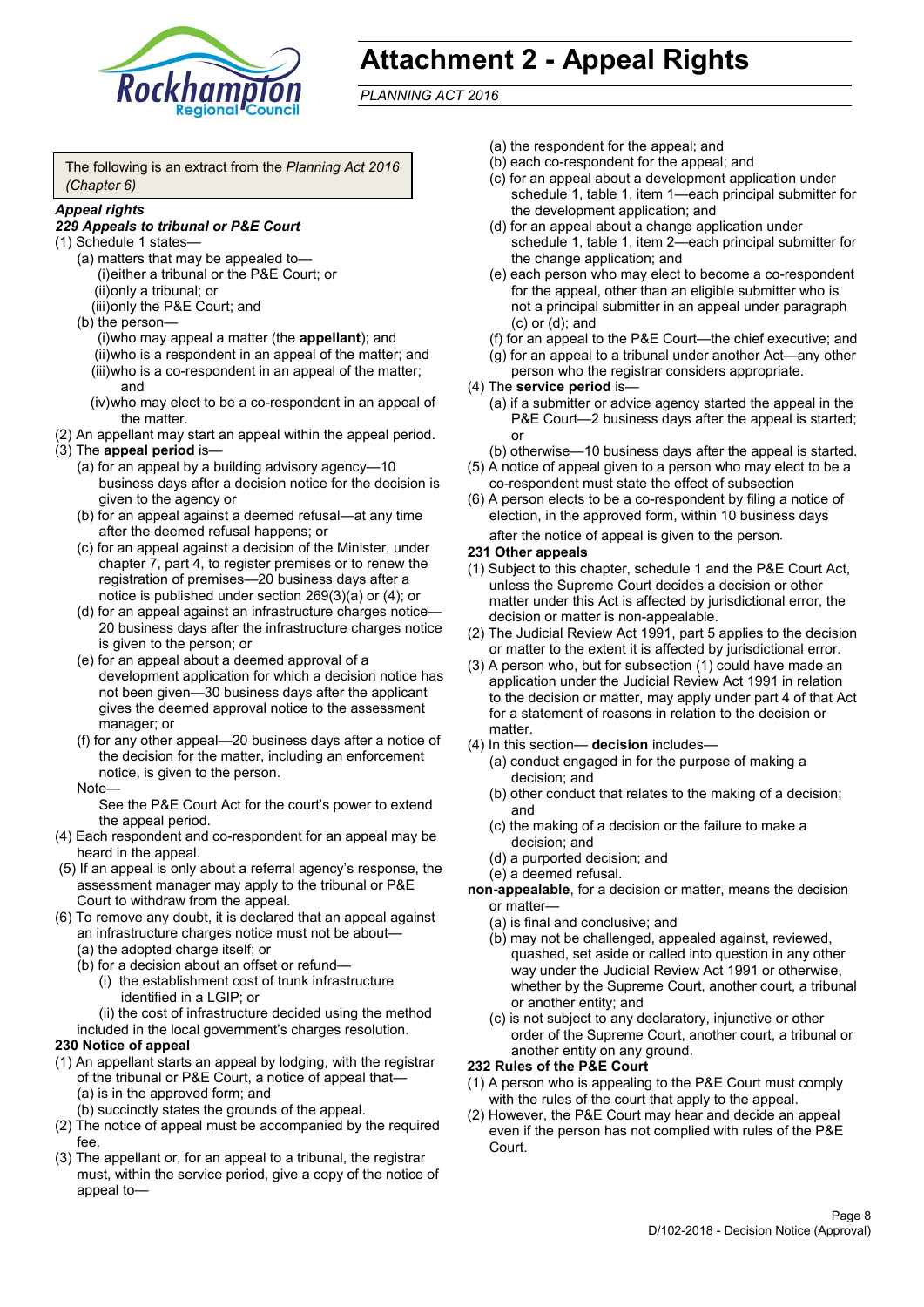# Attachment 2 - Appeal Rights

*PLANNING ACT 2016*

The following is an extract from the *Planning Act 2016 (Chapter 6)*

***Appeal rights***

***229 Appeals to tribunal or P&E Court***

(1) Schedule 1 states—

- (a) matters that may be appealed to—
  - (i) either a tribunal or the P&E Court; or
  - (ii) only a tribunal; or
  - (iii) only the P&E Court; and
- (b) the person—
  - (i) who may appeal a matter (the **appellant**); and
  - (ii) who is a respondent in an appeal of the matter; and
  - (iii) who is a co-respondent in an appeal of the matter; and
  - (iv) who may elect to be a co-respondent in an appeal of the matter.

(2) An appellant may start an appeal within the appeal period.

(3) The **appeal period** is—

- (a) for an appeal by a building advisory agency—10 business days after a decision notice for the decision is given to the agency or
- (b) for an appeal against a deemed refusal—at any time after the deemed refusal happens; or
- (c) for an appeal against a decision of the Minister, under chapter 7, part 4, to register premises or to renew the registration of premises—20 business days after a notice is published under section 269(3)(a) or (4); or
- (d) for an appeal against an infrastructure charges notice—20 business days after the infrastructure charges notice is given to the person; or
- (e) for an appeal about a deemed approval of a development application for which a decision notice has not been given—30 business days after the applicant gives the deemed approval notice to the assessment manager; or
- (f) for any other appeal—20 business days after a notice of the decision for the matter, including an enforcement notice, is given to the person.

Note—

See the P&E Court Act for the court's power to extend the appeal period.

(4) Each respondent and co-respondent for an appeal may be heard in the appeal.

(5) If an appeal is only about a referral agency's response, the assessment manager may apply to the tribunal or P&E Court to withdraw from the appeal.

(6) To remove any doubt, it is declared that an appeal against an infrastructure charges notice must not be about—

- (a) the adopted charge itself; or
- (b) for a decision about an offset or refund—
  - (i) the establishment cost of trunk infrastructure identified in a LGIP; or
  - (ii) the cost of infrastructure decided using the method

included in the local government's charges resolution.

**230 Notice of appeal**

(1) An appellant starts an appeal by lodging, with the registrar of the tribunal or P&E Court, a notice of appeal that—

- (a) is in the approved form; and
- (b) succinctly states the grounds of the appeal.

(2) The notice of appeal must be accompanied by the required fee.

(3) The appellant or, for an appeal to a tribunal, the registrar must, within the service period, give a copy of the notice of appeal to—

- (a) the respondent for the appeal; and
- (b) each co-respondent for the appeal; and
- (c) for an appeal about a development application under schedule 1, table 1, item 1—each principal submitter for the development application; and
- (d) for an appeal about a change application under schedule 1, table 1, item 2—each principal submitter for the change application; and
- (e) each person who may elect to become a co-respondent for the appeal, other than an eligible submitter who is not a principal submitter in an appeal under paragraph (c) or (d); and
- (f) for an appeal to the P&E Court—the chief executive; and
- (g) for an appeal to a tribunal under another Act—any other person who the registrar considers appropriate.

(4) The **service period** is—

- (a) if a submitter or advice agency started the appeal in the P&E Court—2 business days after the appeal is started; or
- (b) otherwise—10 business days after the appeal is started.

(5) A notice of appeal given to a person who may elect to be a co-respondent must state the effect of subsection

(6) A person elects to be a co-respondent by filing a notice of election, in the approved form, within 10 business days after the notice of appeal is given to the person.

**231 Other appeals**

(1) Subject to this chapter, schedule 1 and the P&E Court Act, unless the Supreme Court decides a decision or other matter under this Act is affected by jurisdictional error, the decision or matter is non-appealable.

(2) The Judicial Review Act 1991, part 5 applies to the decision or matter to the extent it is affected by jurisdictional error.

(3) A person who, but for subsection (1) could have made an application under the Judicial Review Act 1991 in relation to the decision or matter, may apply under part 4 of that Act for a statement of reasons in relation to the decision or matter.

(4) In this section— **decision** includes—

- (a) conduct engaged in for the purpose of making a decision; and
- (b) other conduct that relates to the making of a decision; and
- (c) the making of a decision or the failure to make a decision; and
- (d) a purported decision; and
- (e) a deemed refusal.

**non-appealable**, for a decision or matter, means the decision or matter—

- (a) is final and conclusive; and
- (b) may not be challenged, appealed against, reviewed, quashed, set aside or called into question in any other way under the Judicial Review Act 1991 or otherwise, whether by the Supreme Court, another court, a tribunal or another entity; and
- (c) is not subject to any declaratory, injunctive or other order of the Supreme Court, another court, a tribunal or another entity on any ground.

**232 Rules of the P&E Court**

(1) A person who is appealing to the P&E Court must comply with the rules of the court that apply to the appeal.

(2) However, the P&E Court may hear and decide an appeal even if the person has not complied with rules of the P&E Court.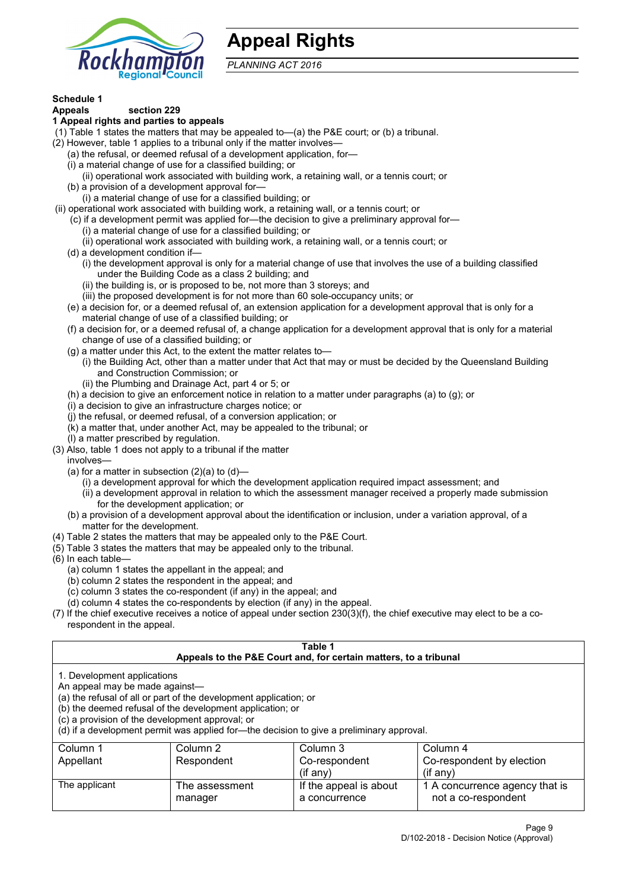# Appeal Rights

*PLANNING ACT 2016*

**Schedule 1**

**Appeals section 229**

**1 Appeal rights and parties to appeals**

(1) Table 1 states the matters that may be appealed to—(a) the P&E court; or (b) a tribunal.

(2) However, table 1 applies to a tribunal only if the matter involves—

(a) the refusal, or deemed refusal of a development application, for—

(i) a material change of use for a classified building; or

(ii) operational work associated with building work, a retaining wall, or a tennis court; or

(b) a provision of a development approval for—

(i) a material change of use for a classified building; or

(ii) operational work associated with building work, a retaining wall, or a tennis court; or

(c) if a development permit was applied for—the decision to give a preliminary approval for—

(i) a material change of use for a classified building; or

(ii) operational work associated with building work, a retaining wall, or a tennis court; or

(d) a development condition if—

(i) the development approval is only for a material change of use that involves the use of a building classified under the Building Code as a class 2 building; and

(ii) the building is, or is proposed to be, not more than 3 storeys; and

(iii) the proposed development is for not more than 60 sole-occupancy units; or

(e) a decision for, or a deemed refusal of, an extension application for a development approval that is only for a material change of use of a classified building; or

(f) a decision for, or a deemed refusal of, a change application for a development approval that is only for a material change of use of a classified building; or

(g) a matter under this Act, to the extent the matter relates to—

(i) the Building Act, other than a matter under that Act that may or must be decided by the Queensland Building and Construction Commission; or

(ii) the Plumbing and Drainage Act, part 4 or 5; or

(h) a decision to give an enforcement notice in relation to a matter under paragraphs (a) to (g); or

(i) a decision to give an infrastructure charges notice; or

(j) the refusal, or deemed refusal, of a conversion application; or

(k) a matter that, under another Act, may be appealed to the tribunal; or

(l) a matter prescribed by regulation.

(3) Also, table 1 does not apply to a tribunal if the matter involves—

(a) for a matter in subsection (2)(a) to (d)—

(i) a development approval for which the development application required impact assessment; and

(ii) a development approval in relation to which the assessment manager received a properly made submission for the development application; or

(b) a provision of a development approval about the identification or inclusion, under a variation approval, of a matter for the development.

(4) Table 2 states the matters that may be appealed only to the P&E Court.

(5) Table 3 states the matters that may be appealed only to the tribunal.

(6) In each table—

(a) column 1 states the appellant in the appeal; and

(b) column 2 states the respondent in the appeal; and

(c) column 3 states the co-respondent (if any) in the appeal; and

(d) column 4 states the co-respondents by election (if any) in the appeal.

(7) If the chief executive receives a notice of appeal under section 230(3)(f), the chief executive may elect to be a co-respondent in the appeal.

**Table 1**
**Appeals to the P&E Court and, for certain matters, to a tribunal**

1. Development applications
An appeal may be made against—
(a) the refusal of all or part of the development application; or
(b) the deemed refusal of the development application; or
(c) a provision of the development approval; or
(d) if a development permit was applied for—the decision to give a preliminary approval.

| Column 1<br>Appellant | Column 2<br>Respondent | Column 3<br>Co-respondent<br>(if any) | Column 4<br>Co-respondent by election<br>(if any) |
|---|---|---|---|
| The applicant | The assessment manager | If the appeal is about a concurrence | 1 A concurrence agency that is not a co-respondent |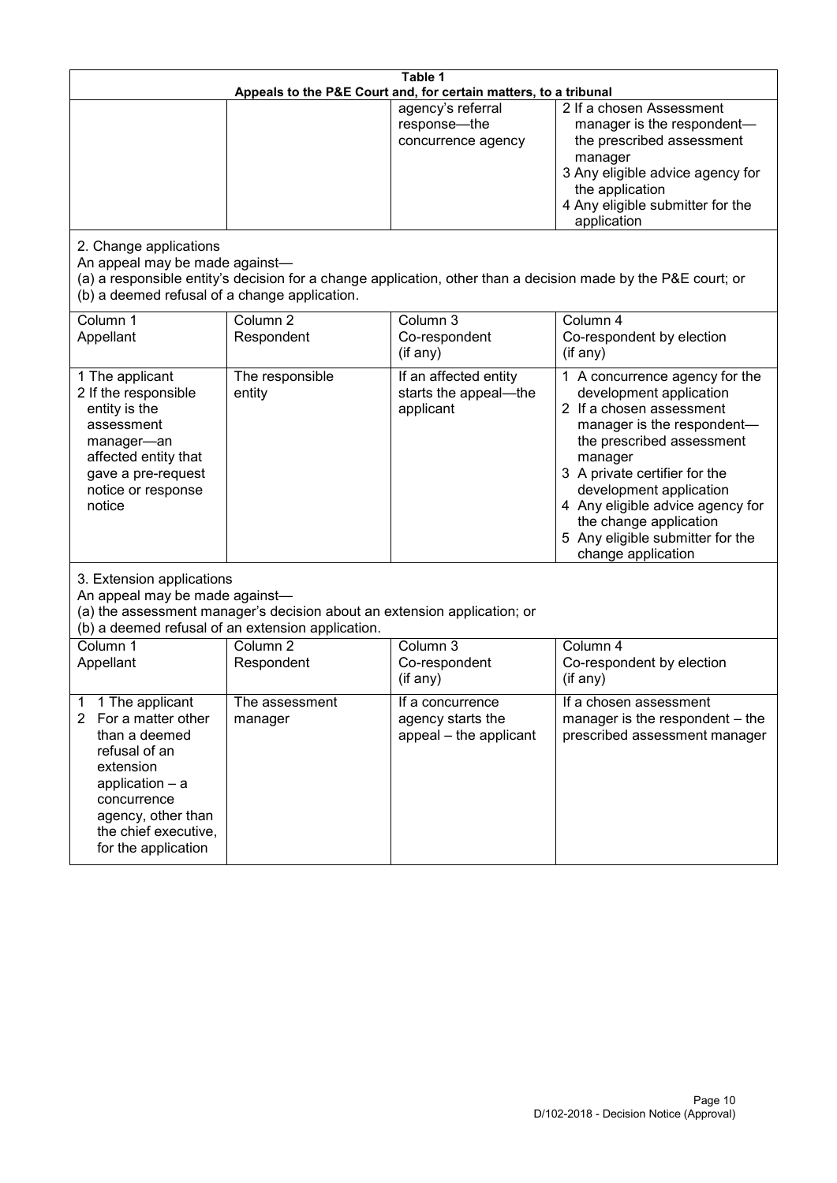**Table 1**
**Appeals to the P&E Court and, for certain matters, to a tribunal**

| | | | |
|---|---|---|---|
| | | agency's referral response—the concurrence agency | 2 If a chosen Assessment manager is the respondent—the prescribed assessment manager<br>3 Any eligible advice agency for the application<br>4 Any eligible submitter for the application |

2. Change applications

An appeal may be made against—
(a) a responsible entity's decision for a change application, other than a decision made by the P&E court; or
(b) a deemed refusal of a change application.

| Column 1<br>Appellant | Column 2<br>Respondent | Column 3<br>Co-respondent<br>(if any) | Column 4<br>Co-respondent by election<br>(if any) |
|---|---|---|---|
| 1 The applicant<br>2 If the responsible entity is the assessment manager—an affected entity that gave a pre-request notice or response notice | The responsible entity | If an affected entity starts the appeal—the applicant | 1 A concurrence agency for the development application<br>2 If a chosen assessment manager is the respondent—the prescribed assessment manager<br>3 A private certifier for the development application<br>4 Any eligible advice agency for the change application<br>5 Any eligible submitter for the change application |

3. Extension applications

An appeal may be made against—
(a) the assessment manager's decision about an extension application; or
(b) a deemed refusal of an extension application.

| Column 1<br>Appellant | Column 2<br>Respondent | Column 3<br>Co-respondent<br>(if any) | Column 4<br>Co-respondent by election<br>(if any) |
|---|---|---|---|
| 1 1 The applicant<br>2 For a matter other than a deemed refusal of an extension application – a concurrence agency, other than the chief executive, for the application | The assessment manager | If a concurrence agency starts the appeal – the applicant | If a chosen assessment manager is the respondent – the prescribed assessment manager |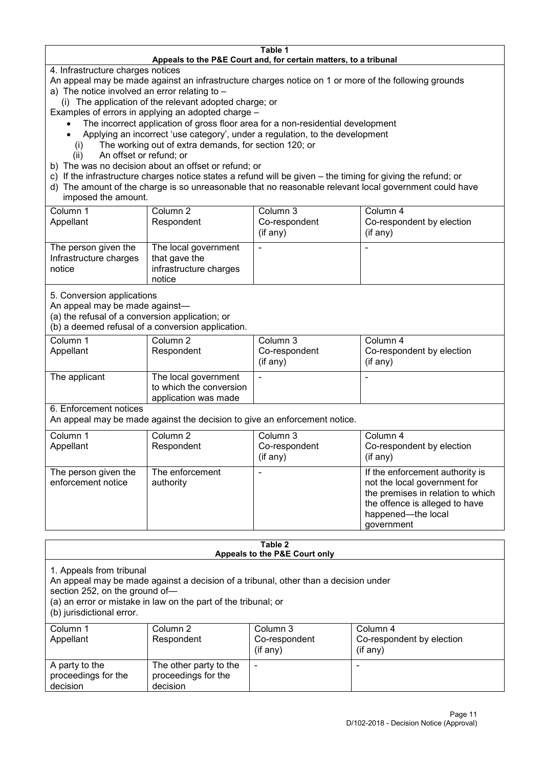**Table 1**
**Appeals to the P&E Court and, for certain matters, to a tribunal**

4. Infrastructure charges notices

An appeal may be made against an infrastructure charges notice on 1 or more of the following grounds

a) The notice involved an error relating to –
  (i) The application of the relevant adopted charge; or

Examples of errors in applying an adopted charge –

- The incorrect application of gross floor area for a non-residential development
- Applying an incorrect 'use category', under a regulation, to the development

  (i) The working out of extra demands, for section 120; or
  (ii) An offset or refund; or

b) The was no decision about an offset or refund; or

c) If the infrastructure charges notice states a refund will be given – the timing for giving the refund; or

d) The amount of the charge is so unreasonable that no reasonable relevant local government could have imposed the amount.

| Column 1 Appellant | Column 2 Respondent | Column 3 Co-respondent (if any) | Column 4 Co-respondent by election (if any) |
|---|---|---|---|
| The person given the Infrastructure charges notice | The local government that gave the infrastructure charges notice | - | - |

5. Conversion applications

An appeal may be made against—
(a) the refusal of a conversion application; or
(b) a deemed refusal of a conversion application.

| Column 1 Appellant | Column 2 Respondent | Column 3 Co-respondent (if any) | Column 4 Co-respondent by election (if any) |
|---|---|---|---|
| The applicant | The local government to which the conversion application was made | - | - |

6. Enforcement notices

An appeal may be made against the decision to give an enforcement notice.

| Column 1 Appellant | Column 2 Respondent | Column 3 Co-respondent (if any) | Column 4 Co-respondent by election (if any) |
|---|---|---|---|
| The person given the enforcement notice | The enforcement authority | - | If the enforcement authority is not the local government for the premises in relation to which the offence is alleged to have happened—the local government |

**Table 2**
**Appeals to the P&E Court only**

1. Appeals from tribunal

An appeal may be made against a decision of a tribunal, other than a decision under section 252, on the ground of—
(a) an error or mistake in law on the part of the tribunal; or
(b) jurisdictional error.

| Column 1 Appellant | Column 2 Respondent | Column 3 Co-respondent (if any) | Column 4 Co-respondent by election (if any) |
|---|---|---|---|
| A party to the proceedings for the decision | The other party to the proceedings for the decision | - | - |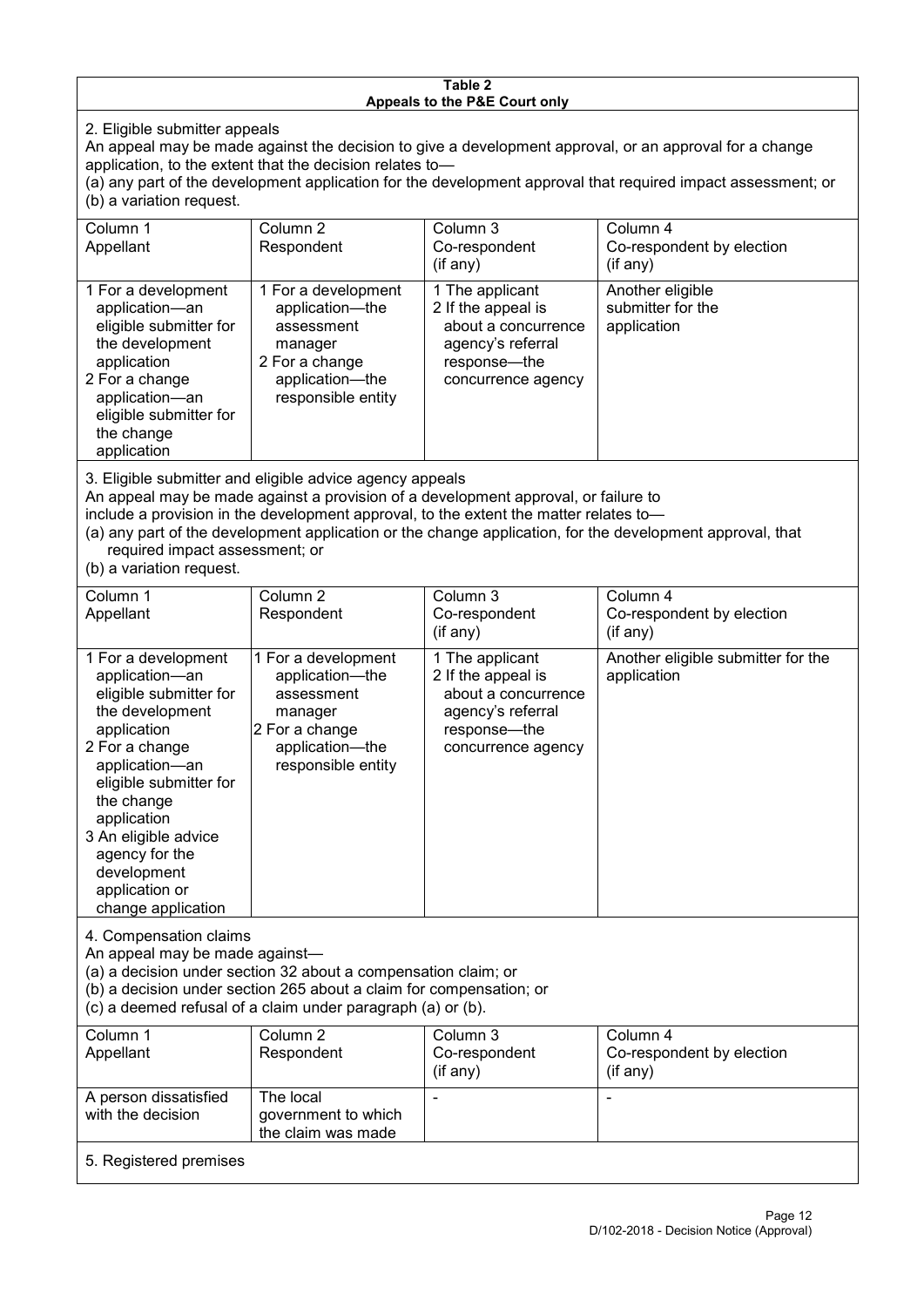**Table 2**
**Appeals to the P&E Court only**

2. Eligible submitter appeals

An appeal may be made against the decision to give a development approval, or an approval for a change application, to the extent that the decision relates to—

(a) any part of the development application for the development approval that required impact assessment; or

(b) a variation request.

| Column 1<br>Appellant | Column 2<br>Respondent | Column 3<br>Co-respondent<br>(if any) | Column 4<br>Co-respondent by election<br>(if any) |
|---|---|---|---|
| 1 For a development application—an eligible submitter for the development application<br>2 For a change application—an eligible submitter for the change application | 1 For a development application—the assessment manager<br>2 For a change application—the responsible entity | 1 The applicant<br>2 If the appeal is about a concurrence agency's referral response—the concurrence agency | Another eligible submitter for the application |

3. Eligible submitter and eligible advice agency appeals

An appeal may be made against a provision of a development approval, or failure to include a provision in the development approval, to the extent the matter relates to—

(a) any part of the development application or the change application, for the development approval, that required impact assessment; or

(b) a variation request.

| Column 1<br>Appellant | Column 2<br>Respondent | Column 3<br>Co-respondent<br>(if any) | Column 4<br>Co-respondent by election<br>(if any) |
|---|---|---|---|
| 1 For a development application—an eligible submitter for the development application<br>2 For a change application—an eligible submitter for the change application<br>3 An eligible advice agency for the development application or change application | 1 For a development application—the assessment manager<br>2 For a change application—the responsible entity | 1 The applicant<br>2 If the appeal is about a concurrence agency's referral response—the concurrence agency | Another eligible submitter for the application |

4. Compensation claims

An appeal may be made against—

(a) a decision under section 32 about a compensation claim; or

(b) a decision under section 265 about a claim for compensation; or

(c) a deemed refusal of a claim under paragraph (a) or (b).

| Column 1<br>Appellant | Column 2<br>Respondent | Column 3<br>Co-respondent<br>(if any) | Column 4<br>Co-respondent by election<br>(if any) |
|---|---|---|---|
| A person dissatisfied with the decision | The local government to which the claim was made | - | - |

5. Registered premises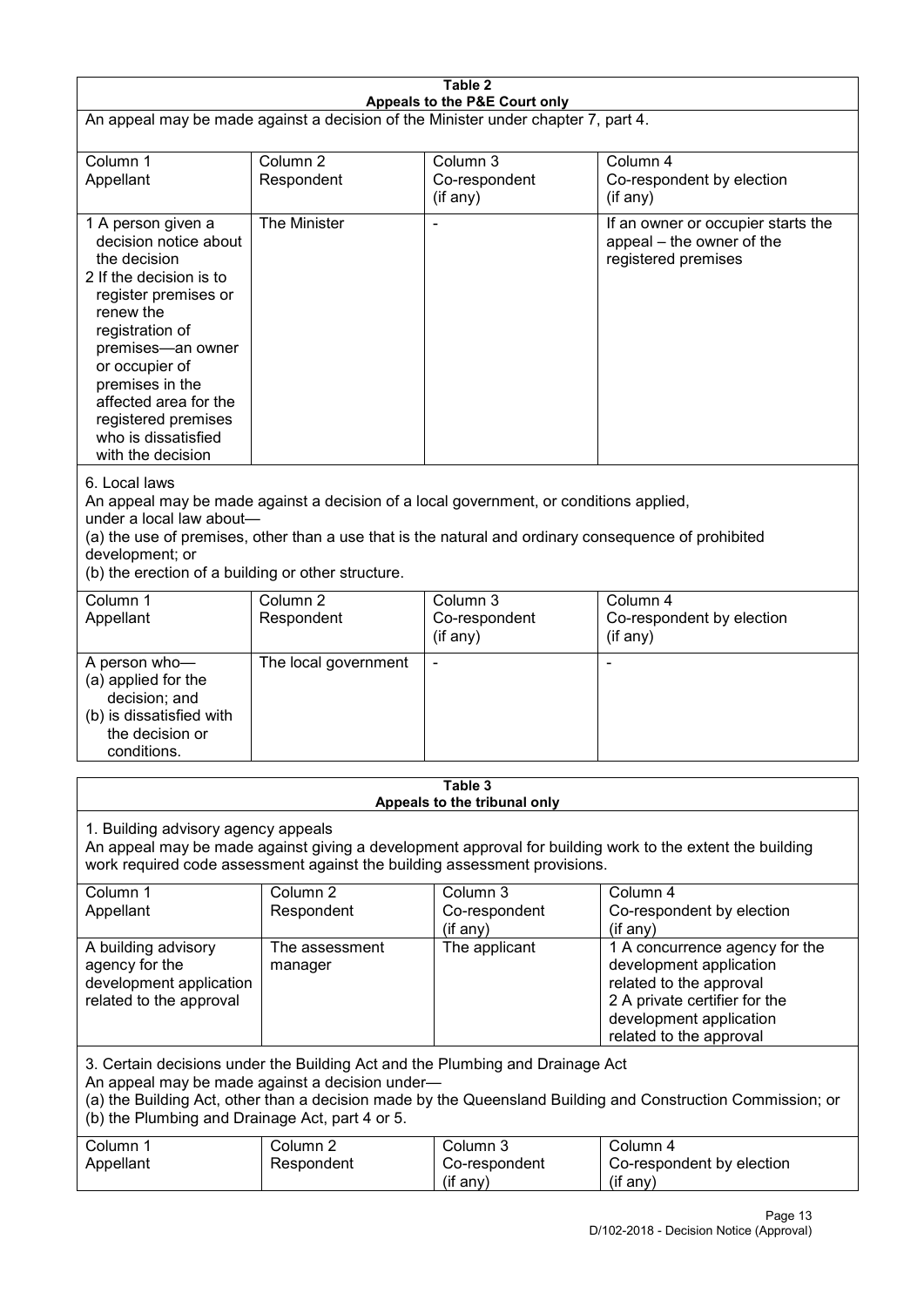**Table 2**
**Appeals to the P&E Court only**

An appeal may be made against a decision of the Minister under chapter 7, part 4.

| Column 1<br>Appellant | Column 2<br>Respondent | Column 3<br>Co-respondent<br>(if any) | Column 4<br>Co-respondent by election<br>(if any) |
|---|---|---|---|
| 1 A person given a decision notice about the decision<br>2 If the decision is to register premises or renew the registration of premises—an owner or occupier of premises in the affected area for the registered premises who is dissatisfied with the decision | The Minister | - | If an owner or occupier starts the appeal – the owner of the registered premises |

6. Local laws

An appeal may be made against a decision of a local government, or conditions applied, under a local law about—

(a) the use of premises, other than a use that is the natural and ordinary consequence of prohibited development; or

(b) the erection of a building or other structure.

| Column 1<br>Appellant | Column 2<br>Respondent | Column 3<br>Co-respondent<br>(if any) | Column 4<br>Co-respondent by election<br>(if any) |
|---|---|---|---|
| A person who—<br>(a) applied for the decision; and<br>(b) is dissatisfied with the decision or conditions. | The local government | - | - |

**Table 3**
**Appeals to the tribunal only**

1. Building advisory agency appeals

An appeal may be made against giving a development approval for building work to the extent the building work required code assessment against the building assessment provisions.

| Column 1<br>Appellant | Column 2<br>Respondent | Column 3<br>Co-respondent<br>(if any) | Column 4<br>Co-respondent by election<br>(if any) |
|---|---|---|---|
| A building advisory agency for the development application related to the approval | The assessment manager | The applicant | 1 A concurrence agency for the development application related to the approval<br>2 A private certifier for the development application related to the approval |

3. Certain decisions under the Building Act and the Plumbing and Drainage Act

An appeal may be made against a decision under—

(a) the Building Act, other than a decision made by the Queensland Building and Construction Commission; or

(b) the Plumbing and Drainage Act, part 4 or 5.

| Column 1<br>Appellant | Column 2<br>Respondent | Column 3<br>Co-respondent<br>(if any) | Column 4<br>Co-respondent by election<br>(if any) |
|---|---|---|---|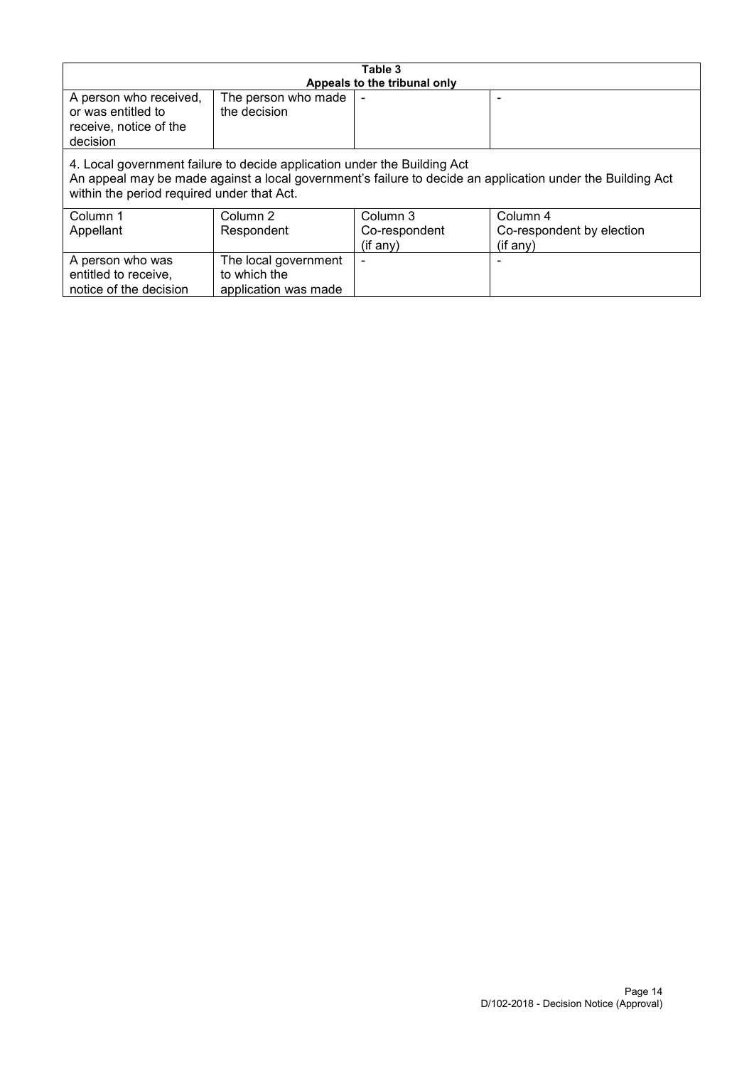| Table 3 Appeals to the tribunal only | | | |
| --- | --- | --- | --- |
| A person who received, or was entitled to receive, notice of the decision | The person who made the decision | - | - |
| 4. Local government failure to decide application under the Building Act An appeal may be made against a local government's failure to decide an application under the Building Act within the period required under that Act. | | | |
| Column 1 Appellant | Column 2 Respondent | Column 3 Co-respondent (if any) | Column 4 Co-respondent by election (if any) |
| A person who was entitled to receive, notice of the decision | The local government to which the application was made | - | - |